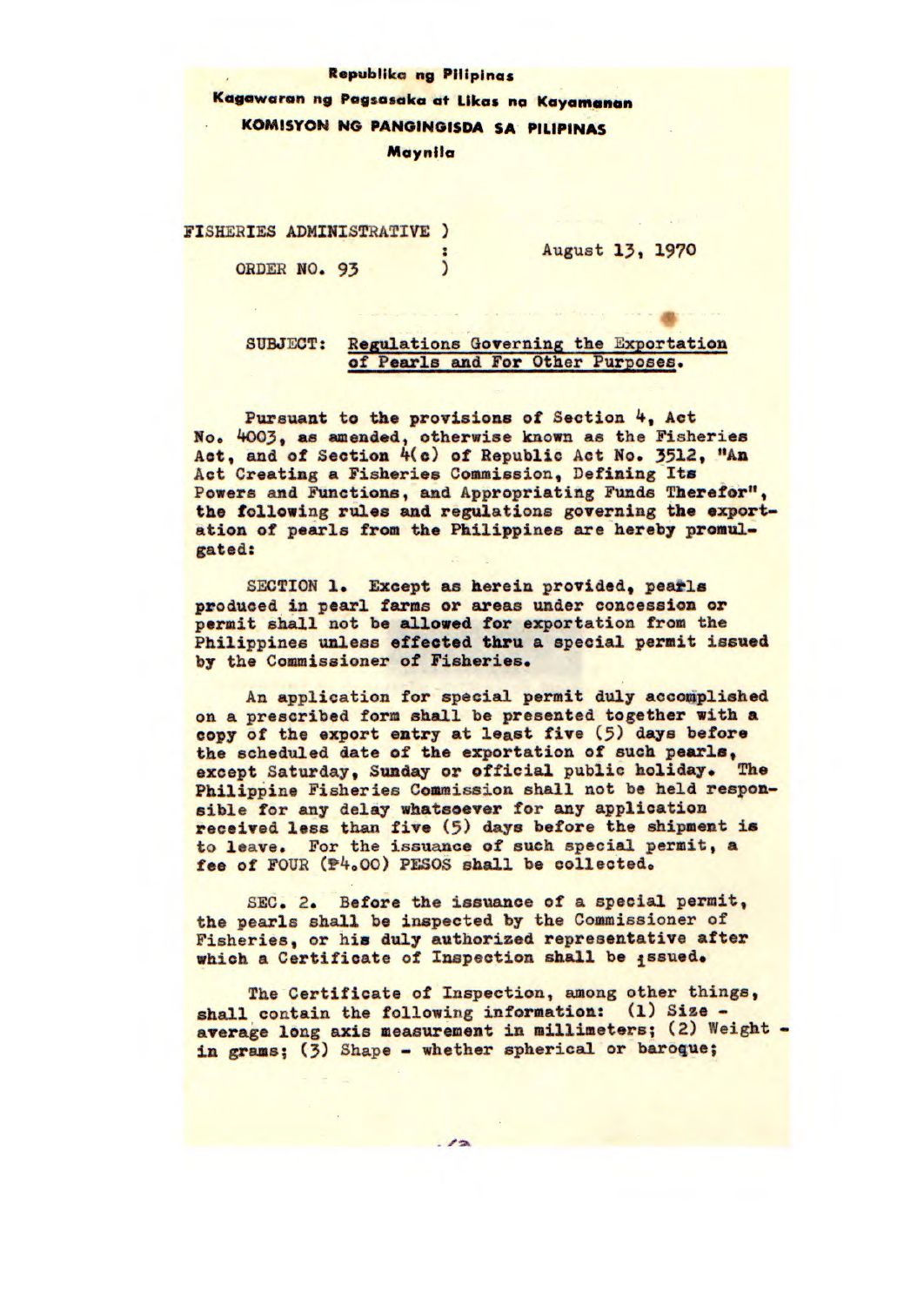Republika ng Pilipinas

Kagawaran ng Pagsasaka at Likas na Kayamanan

KOMISYON NG PANGINGISDA SA PILIPINAS

Maynila

FISHERIES ADMINISTRATIVE ORDER NO. 93

August 13, 1970

SUBJECT: Regulations Governing the Exportation of Pearls and For Other Purposes.

Pursuant to the provisions of Section 4, Act No. 4003, as amended, otherwise known as the Fisheries Act, and of Section 4(c) of Republic Act No. 3512, "An Act Creating a Fisheries Commission, Defining Its Powers and Functions, and Appropriating Funds Therefor", the following rules and regulations governing the exportation of pearls from the Philippines are hereby promulgated:

SECTION 1. Except as herein provided, pearls produced in pearl farms or areas under concession or permit shall not be allowed for exportation from the Philippines unless effected thru a special permit issued by the Commissioner of Fisheries.

An application for special permit duly accomplished on a prescribed form shall be presented together with a copy of the export entry at least five (5) days before the scheduled date of the exportation of such pearls, except Saturday, Sunday or official public holiday. The Philippine Fisheries Commission shall not be held responsible for any delay whatsoever for any application received less than five (5) days before the shipment is to leave. For the issuance of such special permit, a fee of FOUR (₱4.00) PESOS shall be collected.

SEC. 2. Before the issuance of a special permit, the pearls shall be inspected by the Commissioner of Fisheries, or his duly authorized representative after which a Certificate of Inspection shall be issued.

The Certificate of Inspection, among other things, shall contain the following information: (1) Size - average long axis measurement in millimeters; (2) Weight - in grams; (3) Shape - whether spherical or baroque;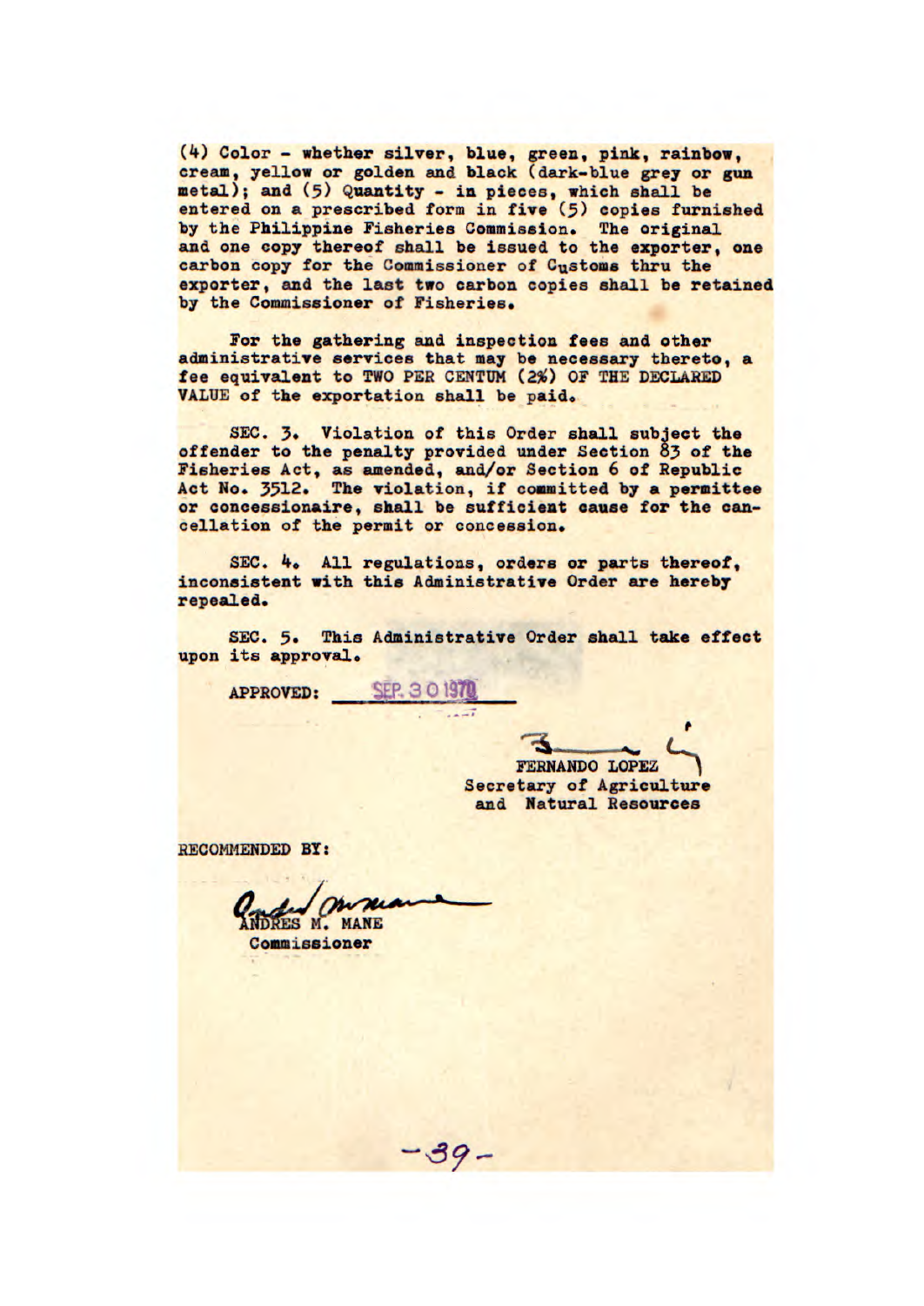(4) Color - whether silver, blue, green, pink, rainbow, cream, yellow or golden and black (dark-blue grey or gun metal); and (5) Quantity - in pieces, which shall be entered on a prescribed form in five (5) copies furnished by the Philippine Fisheries Commission. The original and one copy thereof shall be issued to the exporter, one carbon copy for the Commissioner of Customs thru the exporter, and the last two carbon copies shall be retained by the Commissioner of Fisheries.

For the gathering and inspection fees and other administrative services that may be necessary thereto, a fee equivalent to TWO PER CENTUM (2%) OF THE DECLARED VALUE of the exportation shall be paid.

SEC. 3. Violation of this Order shall subject the offender to the penalty provided under Section 83 of the Fisheries Act, as amended, and/or Section 6 of Republic Act No. 3512. The violation, if committed by a permittee or concessionaire, shall be sufficient cause for the cancellation of the permit or concession.

SEC. 4. All regulations, orders or parts thereof, inconsistent with this Administrative Order are hereby repealed.

SEC. 5. This Administrative Order shall take effect upon its approval.

APPROVED: SEP. 30 1970

FERNANDO LOPEZ
Secretary of Agriculture
and Natural Resources

RECOMMENDED BY:

ANDRES M. MANE
Commissioner